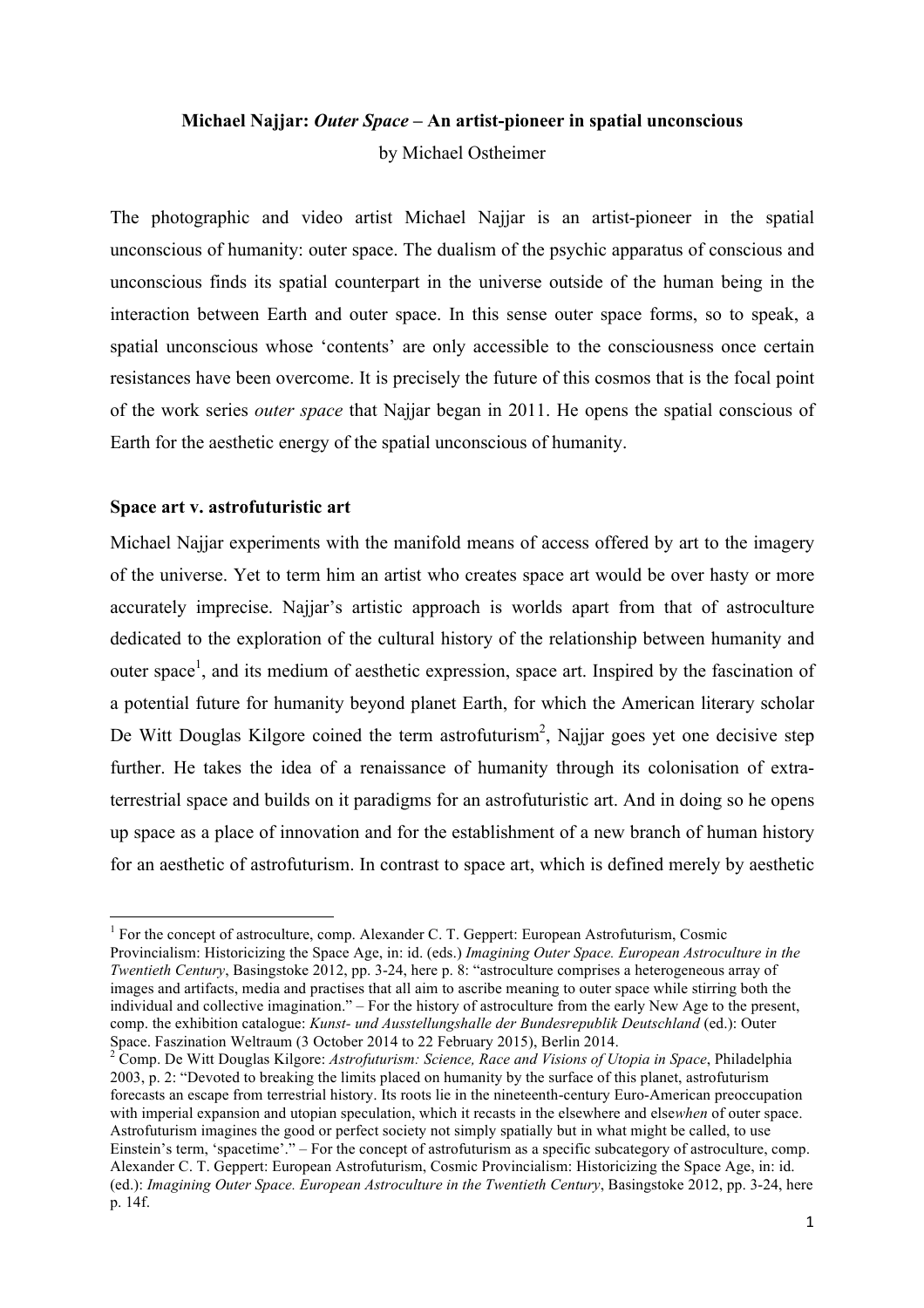**Michael Najjar: *Outer Space* – An artist-pioneer in spatial unconscious**
by Michael Ostheimer

The photographic and video artist Michael Najjar is an artist-pioneer in the spatial unconscious of humanity: outer space. The dualism of the psychic apparatus of conscious and unconscious finds its spatial counterpart in the universe outside of the human being in the interaction between Earth and outer space. In this sense outer space forms, so to speak, a spatial unconscious whose 'contents' are only accessible to the consciousness once certain resistances have been overcome. It is precisely the future of this cosmos that is the focal point of the work series *outer space* that Najjar began in 2011. He opens the spatial conscious of Earth for the aesthetic energy of the spatial unconscious of humanity.

## Space art v. astrofuturistic art

Michael Najjar experiments with the manifold means of access offered by art to the imagery of the universe. Yet to term him an artist who creates space art would be over hasty or more accurately imprecise. Najjar's artistic approach is worlds apart from that of astroculture dedicated to the exploration of the cultural history of the relationship between humanity and outer space[1], and its medium of aesthetic expression, space art. Inspired by the fascination of a potential future for humanity beyond planet Earth, for which the American literary scholar De Witt Douglas Kilgore coined the term astrofuturism[2], Najjar goes yet one decisive step further. He takes the idea of a renaissance of humanity through its colonisation of extra-terrestrial space and builds on it paradigms for an astrofuturistic art. And in doing so he opens up space as a place of innovation and for the establishment of a new branch of human history for an aesthetic of astrofuturism. In contrast to space art, which is defined merely by aesthetic

---

[1] For the concept of astroculture, comp. Alexander C. T. Geppert: European Astrofuturism, Cosmic Provincialism: Historicizing the Space Age, in: id. (eds.) *Imagining Outer Space. European Astroculture in the Twentieth Century*, Basingstoke 2012, pp. 3-24, here p. 8: "astroculture comprises a heterogeneous array of images and artifacts, media and practises that all aim to ascribe meaning to outer space while stirring both the individual and collective imagination." – For the history of astroculture from the early New Age to the present, comp. the exhibition catalogue: *Kunst- und Ausstellungshalle der Bundesrepublik Deutschland* (ed.): Outer Space. Faszination Weltraum (3 October 2014 to 22 February 2015), Berlin 2014.

[2] Comp. De Witt Douglas Kilgore: *Astrofuturism: Science, Race and Visions of Utopia in Space*, Philadelphia 2003, p. 2: "Devoted to breaking the limits placed on humanity by the surface of this planet, astrofuturism forecasts an escape from terrestrial history. Its roots lie in the nineteenth-century Euro-American preoccupation with imperial expansion and utopian speculation, which it recasts in the elsewhere and else*when* of outer space. Astrofuturism imagines the good or perfect society not simply spatially but in what might be called, to use Einstein's term, 'spacetime'." – For the concept of astrofuturism as a specific subcategory of astroculture, comp. Alexander C. T. Geppert: European Astrofuturism, Cosmic Provincialism: Historicizing the Space Age, in: id. (ed.): *Imagining Outer Space. European Astroculture in the Twentieth Century*, Basingstoke 2012, pp. 3-24, here p. 14f.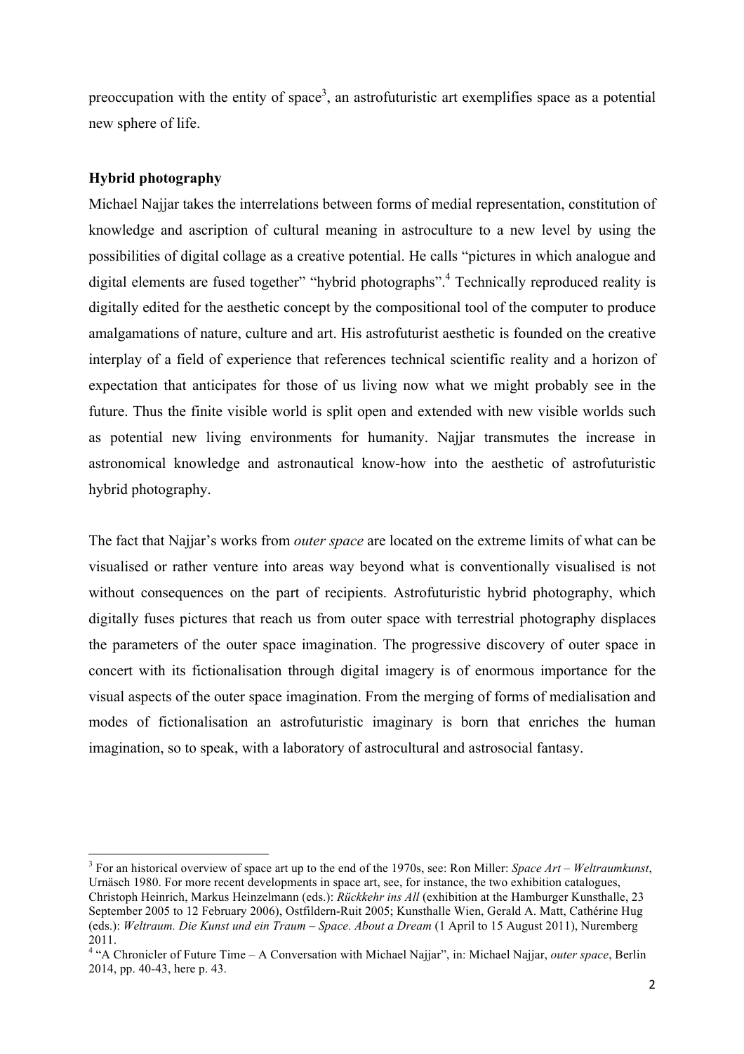preoccupation with the entity of space[3], an astrofuturistic art exemplifies space as a potential new sphere of life.

**Hybrid photography**

Michael Najjar takes the interrelations between forms of medial representation, constitution of knowledge and ascription of cultural meaning in astroculture to a new level by using the possibilities of digital collage as a creative potential. He calls "pictures in which analogue and digital elements are fused together" "hybrid photographs".[4] Technically reproduced reality is digitally edited for the aesthetic concept by the compositional tool of the computer to produce amalgamations of nature, culture and art. His astrofuturist aesthetic is founded on the creative interplay of a field of experience that references technical scientific reality and a horizon of expectation that anticipates for those of us living now what we might probably see in the future. Thus the finite visible world is split open and extended with new visible worlds such as potential new living environments for humanity. Najjar transmutes the increase in astronomical knowledge and astronautical know-how into the aesthetic of astrofuturistic hybrid photography.

The fact that Najjar's works from *outer space* are located on the extreme limits of what can be visualised or rather venture into areas way beyond what is conventionally visualised is not without consequences on the part of recipients. Astrofuturistic hybrid photography, which digitally fuses pictures that reach us from outer space with terrestrial photography displaces the parameters of the outer space imagination. The progressive discovery of outer space in concert with its fictionalisation through digital imagery is of enormous importance for the visual aspects of the outer space imagination. From the merging of forms of medialisation and modes of fictionalisation an astrofuturistic imaginary is born that enriches the human imagination, so to speak, with a laboratory of astrocultural and astrosocial fantasy.

---

[3] For an historical overview of space art up to the end of the 1970s, see: Ron Miller: *Space Art – Weltraumkunst*, Urnäsch 1980. For more recent developments in space art, see, for instance, the two exhibition catalogues, Christoph Heinrich, Markus Heinzelmann (eds.): *Rückkehr ins All* (exhibition at the Hamburger Kunsthalle, 23 September 2005 to 12 February 2006), Ostfildern-Ruit 2005; Kunsthalle Wien, Gerald A. Matt, Cathérine Hug (eds.): *Weltraum. Die Kunst und ein Traum – Space. About a Dream* (1 April to 15 August 2011), Nuremberg 2011.

[4] "A Chronicler of Future Time – A Conversation with Michael Najjar", in: Michael Najjar, *outer space*, Berlin 2014, pp. 40-43, here p. 43.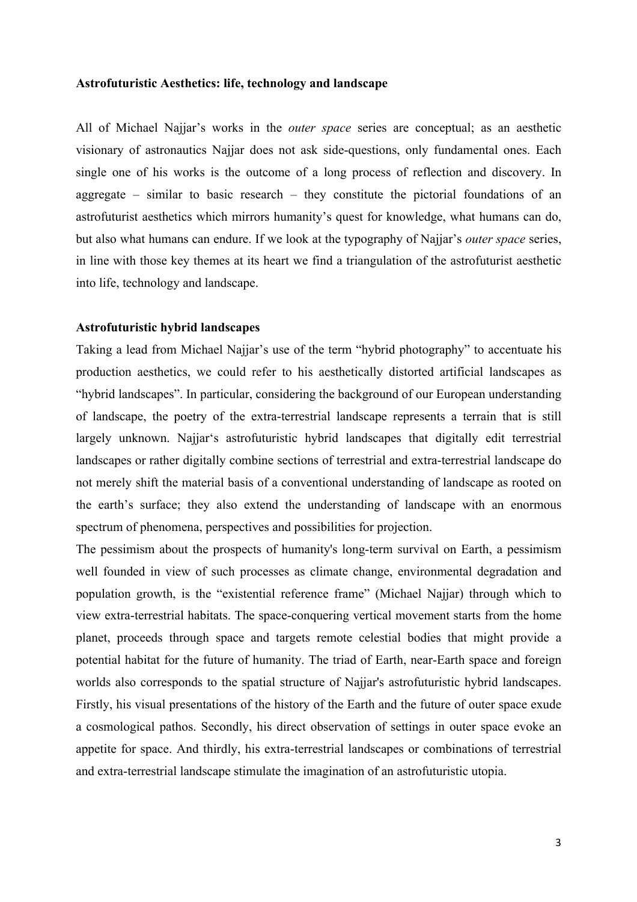**Astrofuturistic Aesthetics: life, technology and landscape**

All of Michael Najjar's works in the *outer space* series are conceptual; as an aesthetic visionary of astronautics Najjar does not ask side-questions, only fundamental ones. Each single one of his works is the outcome of a long process of reflection and discovery. In aggregate – similar to basic research – they constitute the pictorial foundations of an astrofuturist aesthetics which mirrors humanity's quest for knowledge, what humans can do, but also what humans can endure. If we look at the typography of Najjar's *outer space* series, in line with those key themes at its heart we find a triangulation of the astrofuturist aesthetic into life, technology and landscape.

**Astrofuturistic hybrid landscapes**

Taking a lead from Michael Najjar's use of the term "hybrid photography" to accentuate his production aesthetics, we could refer to his aesthetically distorted artificial landscapes as "hybrid landscapes". In particular, considering the background of our European understanding of landscape, the poetry of the extra-terrestrial landscape represents a terrain that is still largely unknown. Najjar's astrofuturistic hybrid landscapes that digitally edit terrestrial landscapes or rather digitally combine sections of terrestrial and extra-terrestrial landscape do not merely shift the material basis of a conventional understanding of landscape as rooted on the earth's surface; they also extend the understanding of landscape with an enormous spectrum of phenomena, perspectives and possibilities for projection.

The pessimism about the prospects of humanity's long-term survival on Earth, a pessimism well founded in view of such processes as climate change, environmental degradation and population growth, is the "existential reference frame" (Michael Najjar) through which to view extra-terrestrial habitats. The space-conquering vertical movement starts from the home planet, proceeds through space and targets remote celestial bodies that might provide a potential habitat for the future of humanity. The triad of Earth, near-Earth space and foreign worlds also corresponds to the spatial structure of Najjar's astrofuturistic hybrid landscapes. Firstly, his visual presentations of the history of the Earth and the future of outer space exude a cosmological pathos. Secondly, his direct observation of settings in outer space evoke an appetite for space. And thirdly, his extra-terrestrial landscapes or combinations of terrestrial and extra-terrestrial landscape stimulate the imagination of an astrofuturistic utopia.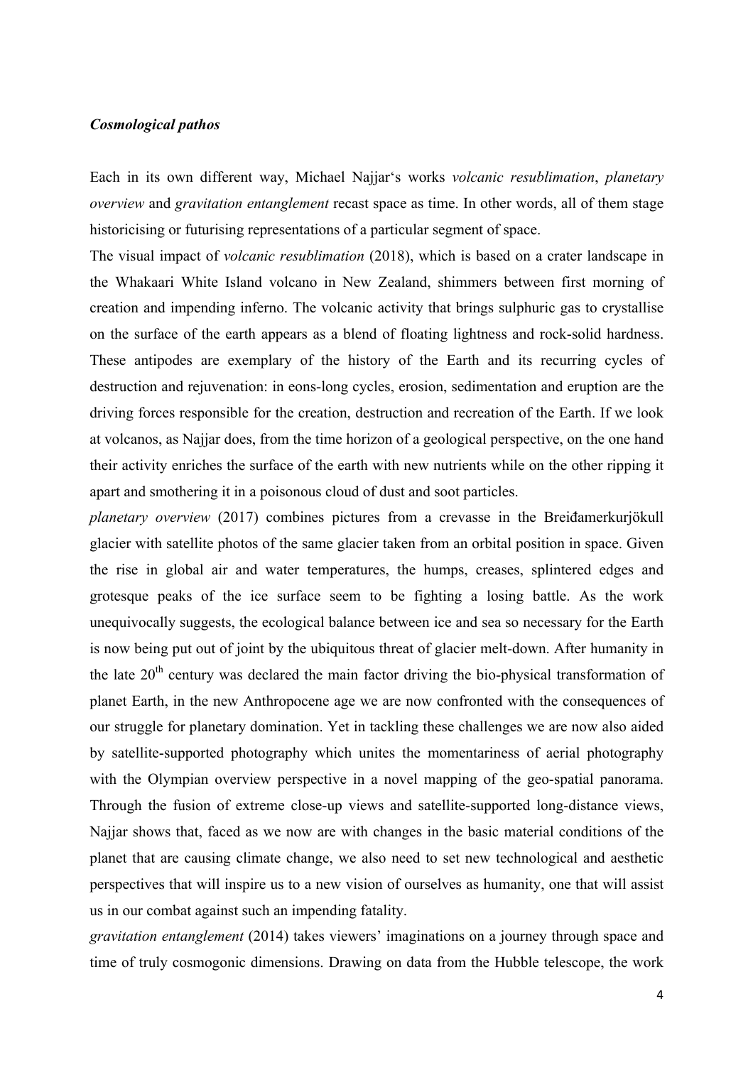***Cosmological pathos***

Each in its own different way, Michael Najjar's works *volcanic resublimation*, *planetary overview* and *gravitation entanglement* recast space as time. In other words, all of them stage historicising or futurising representations of a particular segment of space.

The visual impact of *volcanic resublimation* (2018), which is based on a crater landscape in the Whakaari White Island volcano in New Zealand, shimmers between first morning of creation and impending inferno. The volcanic activity that brings sulphuric gas to crystallise on the surface of the earth appears as a blend of floating lightness and rock-solid hardness. These antipodes are exemplary of the history of the Earth and its recurring cycles of destruction and rejuvenation: in eons-long cycles, erosion, sedimentation and eruption are the driving forces responsible for the creation, destruction and recreation of the Earth. If we look at volcanos, as Najjar does, from the time horizon of a geological perspective, on the one hand their activity enriches the surface of the earth with new nutrients while on the other ripping it apart and smothering it in a poisonous cloud of dust and soot particles.

*planetary overview* (2017) combines pictures from a crevasse in the Breiðamerkurjökull glacier with satellite photos of the same glacier taken from an orbital position in space. Given the rise in global air and water temperatures, the humps, creases, splintered edges and grotesque peaks of the ice surface seem to be fighting a losing battle. As the work unequivocally suggests, the ecological balance between ice and sea so necessary for the Earth is now being put out of joint by the ubiquitous threat of glacier melt-down. After humanity in the late 20th century was declared the main factor driving the bio-physical transformation of planet Earth, in the new Anthropocene age we are now confronted with the consequences of our struggle for planetary domination. Yet in tackling these challenges we are now also aided by satellite-supported photography which unites the momentariness of aerial photography with the Olympian overview perspective in a novel mapping of the geo-spatial panorama. Through the fusion of extreme close-up views and satellite-supported long-distance views, Najjar shows that, faced as we now are with changes in the basic material conditions of the planet that are causing climate change, we also need to set new technological and aesthetic perspectives that will inspire us to a new vision of ourselves as humanity, one that will assist us in our combat against such an impending fatality.

*gravitation entanglement* (2014) takes viewers' imaginations on a journey through space and time of truly cosmogonic dimensions. Drawing on data from the Hubble telescope, the work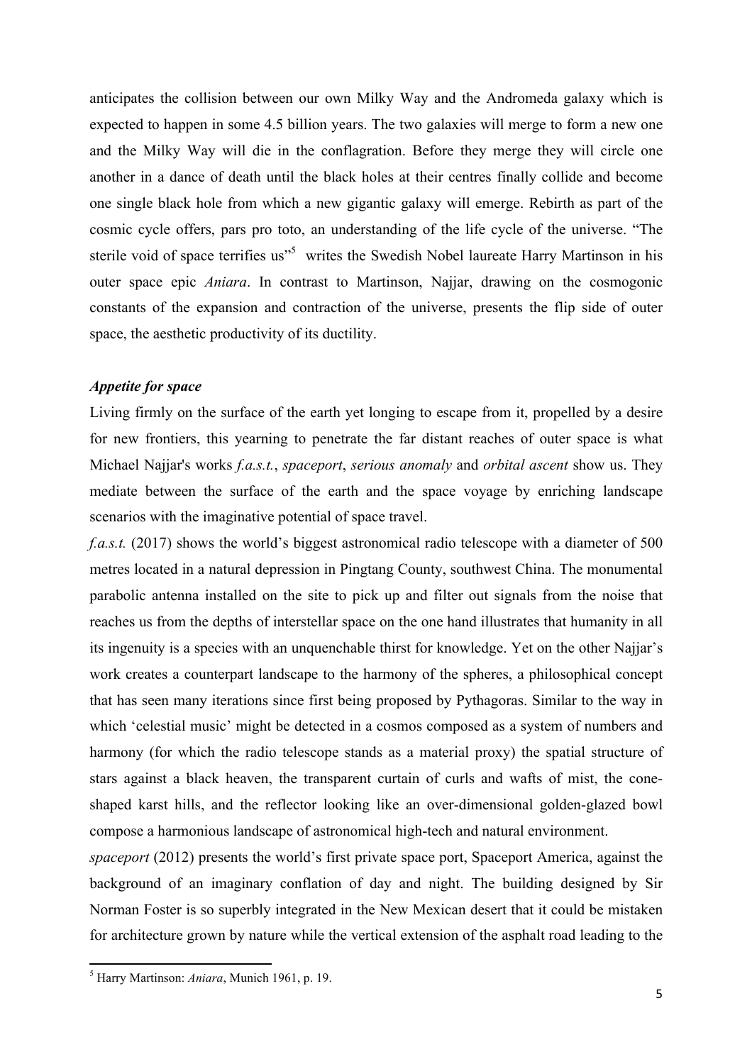anticipates the collision between our own Milky Way and the Andromeda galaxy which is expected to happen in some 4.5 billion years. The two galaxies will merge to form a new one and the Milky Way will die in the conflagration. Before they merge they will circle one another in a dance of death until the black holes at their centres finally collide and become one single black hole from which a new gigantic galaxy will emerge. Rebirth as part of the cosmic cycle offers, pars pro toto, an understanding of the life cycle of the universe. "The sterile void of space terrifies us"[5] writes the Swedish Nobel laureate Harry Martinson in his outer space epic *Aniara*. In contrast to Martinson, Najjar, drawing on the cosmogonic constants of the expansion and contraction of the universe, presents the flip side of outer space, the aesthetic productivity of its ductility.

### *Appetite for space*

Living firmly on the surface of the earth yet longing to escape from it, propelled by a desire for new frontiers, this yearning to penetrate the far distant reaches of outer space is what Michael Najjar's works *f.a.s.t.*, *spaceport*, *serious anomaly* and *orbital ascent* show us. They mediate between the surface of the earth and the space voyage by enriching landscape scenarios with the imaginative potential of space travel.

*f.a.s.t.* (2017) shows the world's biggest astronomical radio telescope with a diameter of 500 metres located in a natural depression in Pingtang County, southwest China. The monumental parabolic antenna installed on the site to pick up and filter out signals from the noise that reaches us from the depths of interstellar space on the one hand illustrates that humanity in all its ingenuity is a species with an unquenchable thirst for knowledge. Yet on the other Najjar's work creates a counterpart landscape to the harmony of the spheres, a philosophical concept that has seen many iterations since first being proposed by Pythagoras. Similar to the way in which 'celestial music' might be detected in a cosmos composed as a system of numbers and harmony (for which the radio telescope stands as a material proxy) the spatial structure of stars against a black heaven, the transparent curtain of curls and wafts of mist, the cone-shaped karst hills, and the reflector looking like an over-dimensional golden-glazed bowl compose a harmonious landscape of astronomical high-tech and natural environment.

*spaceport* (2012) presents the world's first private space port, Spaceport America, against the background of an imaginary conflation of day and night. The building designed by Sir Norman Foster is so superbly integrated in the New Mexican desert that it could be mistaken for architecture grown by nature while the vertical extension of the asphalt road leading to the

---

[5] Harry Martinson: *Aniara*, Munich 1961, p. 19.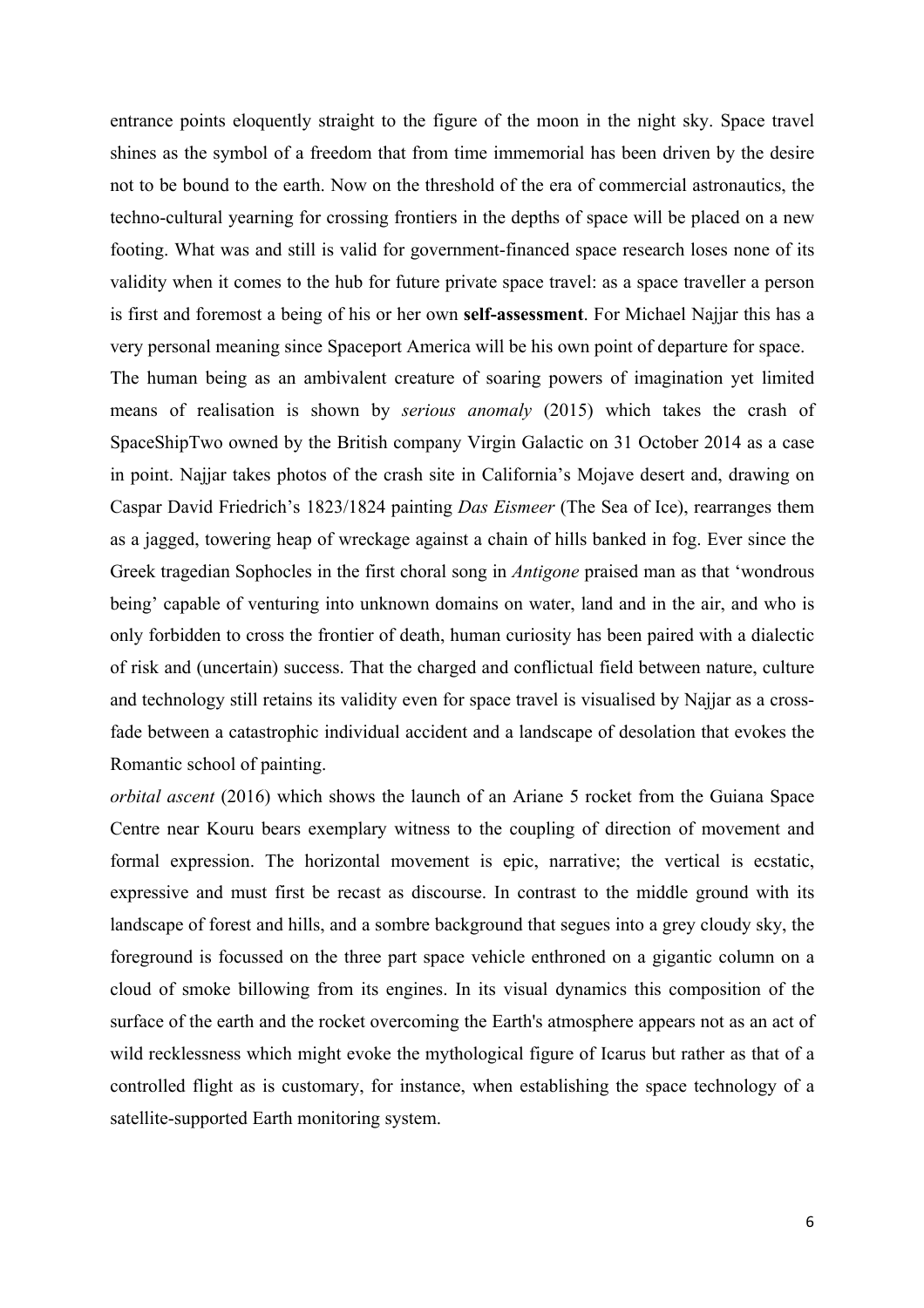entrance points eloquently straight to the figure of the moon in the night sky. Space travel shines as the symbol of a freedom that from time immemorial has been driven by the desire not to be bound to the earth. Now on the threshold of the era of commercial astronautics, the techno-cultural yearning for crossing frontiers in the depths of space will be placed on a new footing. What was and still is valid for government-financed space research loses none of its validity when it comes to the hub for future private space travel: as a space traveller a person is first and foremost a being of his or her own **self-assessment**. For Michael Najjar this has a very personal meaning since Spaceport America will be his own point of departure for space.

The human being as an ambivalent creature of soaring powers of imagination yet limited means of realisation is shown by *serious anomaly* (2015) which takes the crash of SpaceShipTwo owned by the British company Virgin Galactic on 31 October 2014 as a case in point. Najjar takes photos of the crash site in California's Mojave desert and, drawing on Caspar David Friedrich's 1823/1824 painting *Das Eismeer* (The Sea of Ice), rearranges them as a jagged, towering heap of wreckage against a chain of hills banked in fog. Ever since the Greek tragedian Sophocles in the first choral song in *Antigone* praised man as that 'wondrous being' capable of venturing into unknown domains on water, land and in the air, and who is only forbidden to cross the frontier of death, human curiosity has been paired with a dialectic of risk and (uncertain) success. That the charged and conflictual field between nature, culture and technology still retains its validity even for space travel is visualised by Najjar as a cross-fade between a catastrophic individual accident and a landscape of desolation that evokes the Romantic school of painting.

*orbital ascent* (2016) which shows the launch of an Ariane 5 rocket from the Guiana Space Centre near Kouru bears exemplary witness to the coupling of direction of movement and formal expression. The horizontal movement is epic, narrative; the vertical is ecstatic, expressive and must first be recast as discourse. In contrast to the middle ground with its landscape of forest and hills, and a sombre background that segues into a grey cloudy sky, the foreground is focussed on the three part space vehicle enthroned on a gigantic column on a cloud of smoke billowing from its engines. In its visual dynamics this composition of the surface of the earth and the rocket overcoming the Earth's atmosphere appears not as an act of wild recklessness which might evoke the mythological figure of Icarus but rather as that of a controlled flight as is customary, for instance, when establishing the space technology of a satellite-supported Earth monitoring system.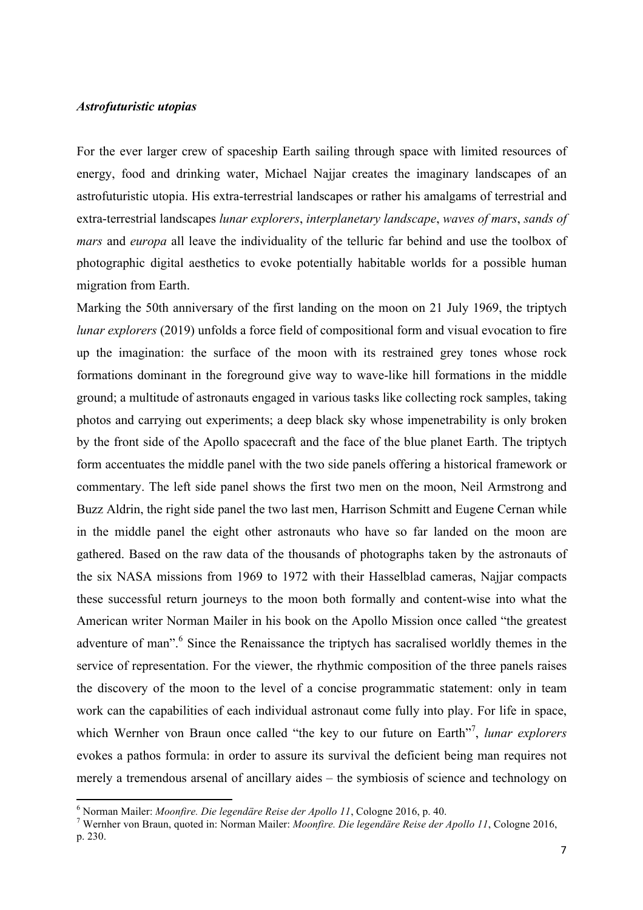***Astrofuturistic utopias***

For the ever larger crew of spaceship Earth sailing through space with limited resources of energy, food and drinking water, Michael Najjar creates the imaginary landscapes of an astrofuturistic utopia. His extra-terrestrial landscapes or rather his amalgams of terrestrial and extra-terrestrial landscapes *lunar explorers*, *interplanetary landscape*, *waves of mars*, *sands of mars* and *europa* all leave the individuality of the telluric far behind and use the toolbox of photographic digital aesthetics to evoke potentially habitable worlds for a possible human migration from Earth.

Marking the 50th anniversary of the first landing on the moon on 21 July 1969, the triptych *lunar explorers* (2019) unfolds a force field of compositional form and visual evocation to fire up the imagination: the surface of the moon with its restrained grey tones whose rock formations dominant in the foreground give way to wave-like hill formations in the middle ground; a multitude of astronauts engaged in various tasks like collecting rock samples, taking photos and carrying out experiments; a deep black sky whose impenetrability is only broken by the front side of the Apollo spacecraft and the face of the blue planet Earth. The triptych form accentuates the middle panel with the two side panels offering a historical framework or commentary. The left side panel shows the first two men on the moon, Neil Armstrong and Buzz Aldrin, the right side panel the two last men, Harrison Schmitt and Eugene Cernan while in the middle panel the eight other astronauts who have so far landed on the moon are gathered. Based on the raw data of the thousands of photographs taken by the astronauts of the six NASA missions from 1969 to 1972 with their Hasselblad cameras, Najjar compacts these successful return journeys to the moon both formally and content-wise into what the American writer Norman Mailer in his book on the Apollo Mission once called "the greatest adventure of man".[6] Since the Renaissance the triptych has sacralised worldly themes in the service of representation. For the viewer, the rhythmic composition of the three panels raises the discovery of the moon to the level of a concise programmatic statement: only in team work can the capabilities of each individual astronaut come fully into play. For life in space, which Wernher von Braun once called "the key to our future on Earth"[7], *lunar explorers* evokes a pathos formula: in order to assure its survival the deficient being man requires not merely a tremendous arsenal of ancillary aides – the symbiosis of science and technology on

[6] Norman Mailer: *Moonfire. Die legendäre Reise der Apollo 11*, Cologne 2016, p. 40.

[7] Wernher von Braun, quoted in: Norman Mailer: *Moonfire. Die legendäre Reise der Apollo 11*, Cologne 2016, p. 230.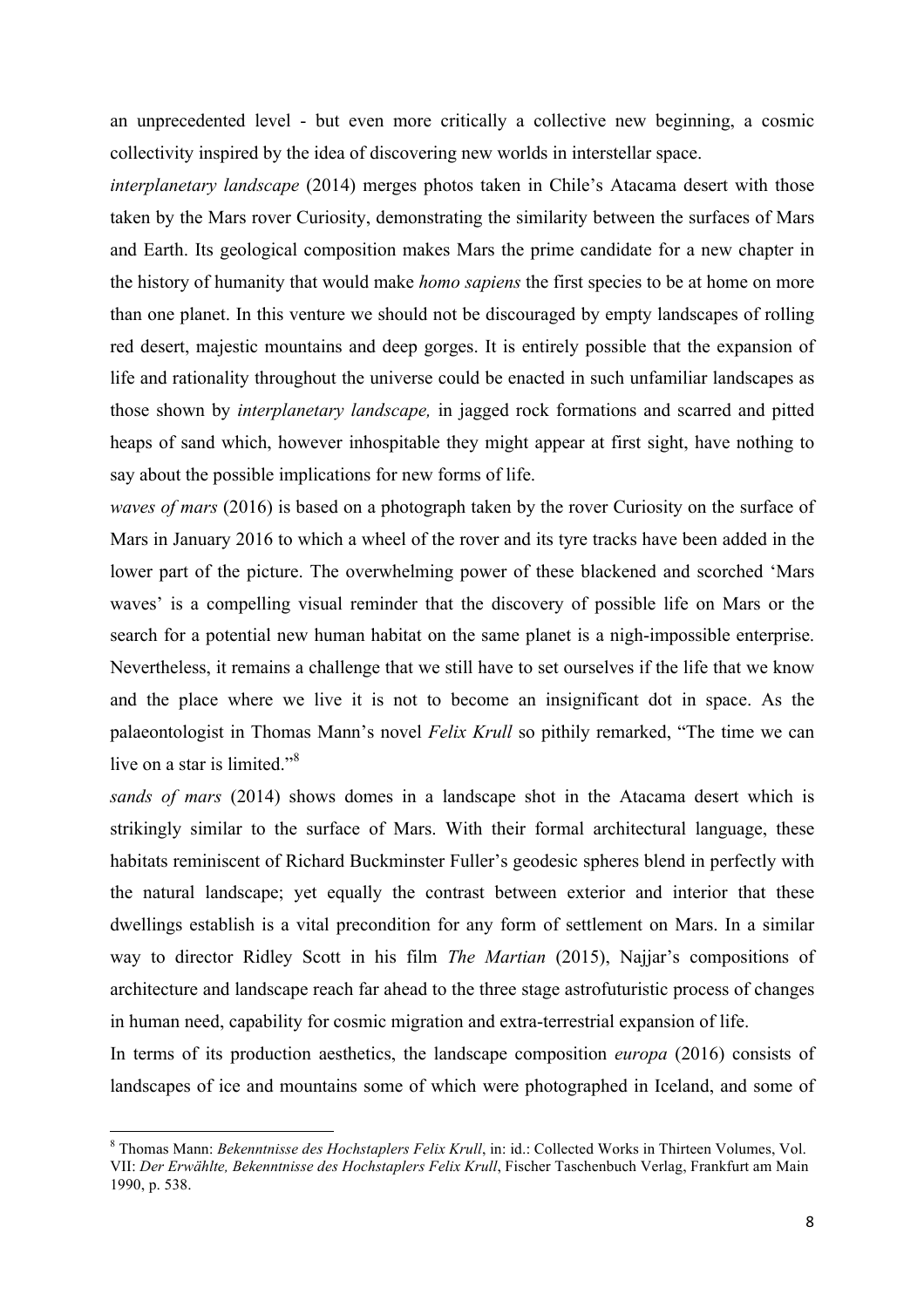an unprecedented level - but even more critically a collective new beginning, a cosmic collectivity inspired by the idea of discovering new worlds in interstellar space.

*interplanetary landscape* (2014) merges photos taken in Chile's Atacama desert with those taken by the Mars rover Curiosity, demonstrating the similarity between the surfaces of Mars and Earth. Its geological composition makes Mars the prime candidate for a new chapter in the history of humanity that would make *homo sapiens* the first species to be at home on more than one planet. In this venture we should not be discouraged by empty landscapes of rolling red desert, majestic mountains and deep gorges. It is entirely possible that the expansion of life and rationality throughout the universe could be enacted in such unfamiliar landscapes as those shown by *interplanetary landscape,* in jagged rock formations and scarred and pitted heaps of sand which, however inhospitable they might appear at first sight, have nothing to say about the possible implications for new forms of life.

*waves of mars* (2016) is based on a photograph taken by the rover Curiosity on the surface of Mars in January 2016 to which a wheel of the rover and its tyre tracks have been added in the lower part of the picture. The overwhelming power of these blackened and scorched 'Mars waves' is a compelling visual reminder that the discovery of possible life on Mars or the search for a potential new human habitat on the same planet is a nigh-impossible enterprise. Nevertheless, it remains a challenge that we still have to set ourselves if the life that we know and the place where we live it is not to become an insignificant dot in space. As the palaeontologist in Thomas Mann's novel *Felix Krull* so pithily remarked, "The time we can live on a star is limited."[8]

*sands of mars* (2014) shows domes in a landscape shot in the Atacama desert which is strikingly similar to the surface of Mars. With their formal architectural language, these habitats reminiscent of Richard Buckminster Fuller's geodesic spheres blend in perfectly with the natural landscape; yet equally the contrast between exterior and interior that these dwellings establish is a vital precondition for any form of settlement on Mars. In a similar way to director Ridley Scott in his film *The Martian* (2015), Najjar's compositions of architecture and landscape reach far ahead to the three stage astrofuturistic process of changes in human need, capability for cosmic migration and extra-terrestrial expansion of life.

In terms of its production aesthetics, the landscape composition *europa* (2016) consists of landscapes of ice and mountains some of which were photographed in Iceland, and some of

---

[8] Thomas Mann: *Bekenntnisse des Hochstaplers Felix Krull*, in: id.: Collected Works in Thirteen Volumes, Vol. VII: *Der Erwählte, Bekenntnisse des Hochstaplers Felix Krull*, Fischer Taschenbuch Verlag, Frankfurt am Main 1990, p. 538.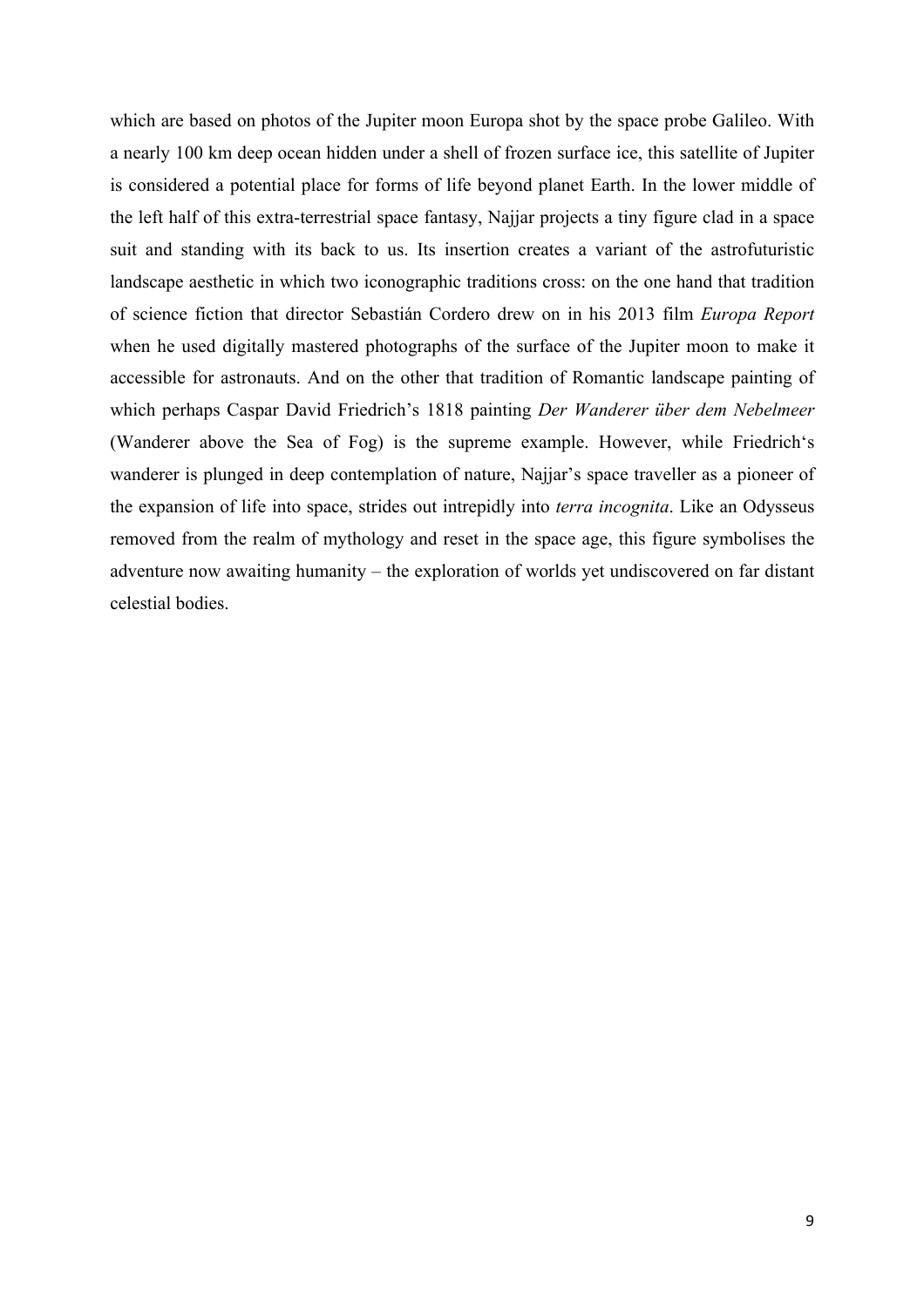which are based on photos of the Jupiter moon Europa shot by the space probe Galileo. With a nearly 100 km deep ocean hidden under a shell of frozen surface ice, this satellite of Jupiter is considered a potential place for forms of life beyond planet Earth. In the lower middle of the left half of this extra-terrestrial space fantasy, Najjar projects a tiny figure clad in a space suit and standing with its back to us. Its insertion creates a variant of the astrofuturistic landscape aesthetic in which two iconographic traditions cross: on the one hand that tradition of science fiction that director Sebastián Cordero drew on in his 2013 film *Europa Report* when he used digitally mastered photographs of the surface of the Jupiter moon to make it accessible for astronauts. And on the other that tradition of Romantic landscape painting of which perhaps Caspar David Friedrich's 1818 painting *Der Wanderer über dem Nebelmeer* (Wanderer above the Sea of Fog) is the supreme example. However, while Friedrich's wanderer is plunged in deep contemplation of nature, Najjar's space traveller as a pioneer of the expansion of life into space, strides out intrepidly into *terra incognita*. Like an Odysseus removed from the realm of mythology and reset in the space age, this figure symbolises the adventure now awaiting humanity – the exploration of worlds yet undiscovered on far distant celestial bodies.